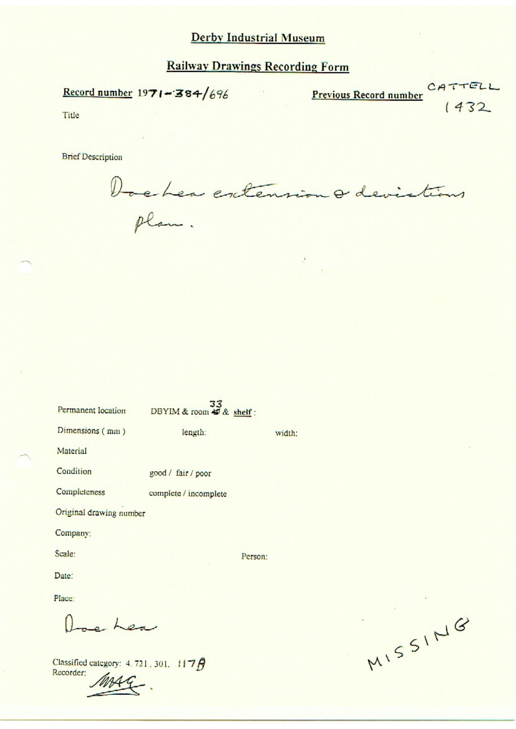## Derby Industrial Museum

## Railway Drawings Recording Form

**Record number** 1971-384/696

**Previous Record number** CATTELL 1432

Title

Brief Description

Doe Lea extension & deviations plan.

Permanent location DBYIM & room 33 & **shelf** :

Dimensions ( mm ) length: width:

Material

Condition good / fair / poor

Completeness complete / incomplete

Original drawing number

Company:

Scale: Person:

Date:

Place:

Doe Lea

Classified category: 4. 721. 301. 117B

Recorder: MAG

MISSING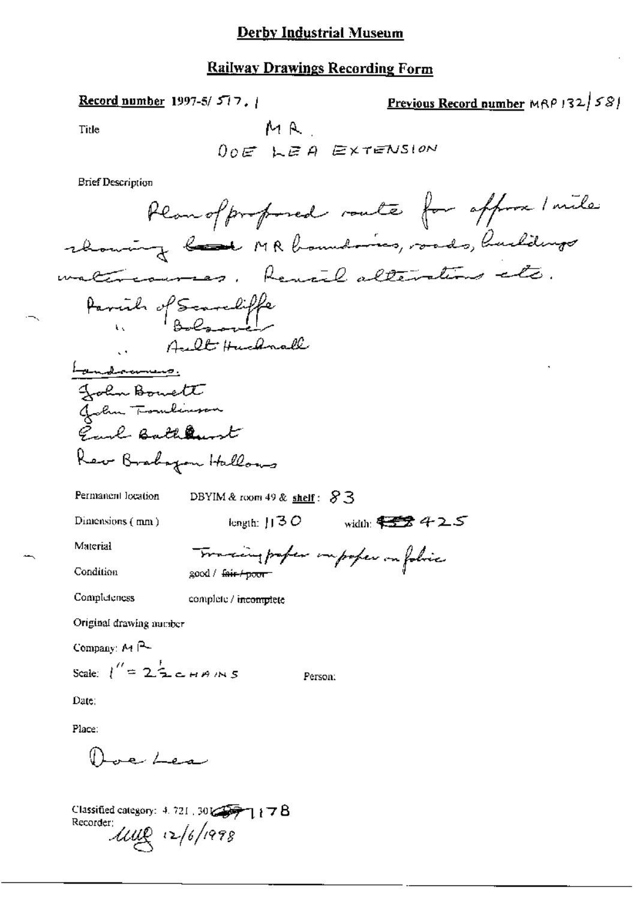# Derby Industrial Museum

## Railway Drawings Recording Form

**Record number** 1997-5/ 517.1

**Previous Record number** MRP 132/581

Title

MR.
DOE LEA EXTENSION

Brief Description

Plan of proposed route for approx 1 mile showing ~~land~~ MR boundaries, roads, buildings watercourses. Pencil alterations etc.

Parish of Scarcliffe
" Bolsover
" Ault Hucknall

Landowners.
John Bowett
John Tomlinson
Earl Bathurst
Rev Brabazon Hallows

Permanent location DBYIM & room 49 & **shelf**: 83

Dimensions (mm) length: 1130 width: ~~###~~ 425

Material Tracing paper on paper on fabric

Condition good / ~~fair / poor~~

Completeness complete / incomplete

Original drawing number

Company: MR

Scale: 1" = $2\frac{1}{2}$ CHAINS Person:

Date:

Place:

Doe Lea

Classified category: 4. 721, 301~~###~~1178
Recorder: MMB 12/6/1998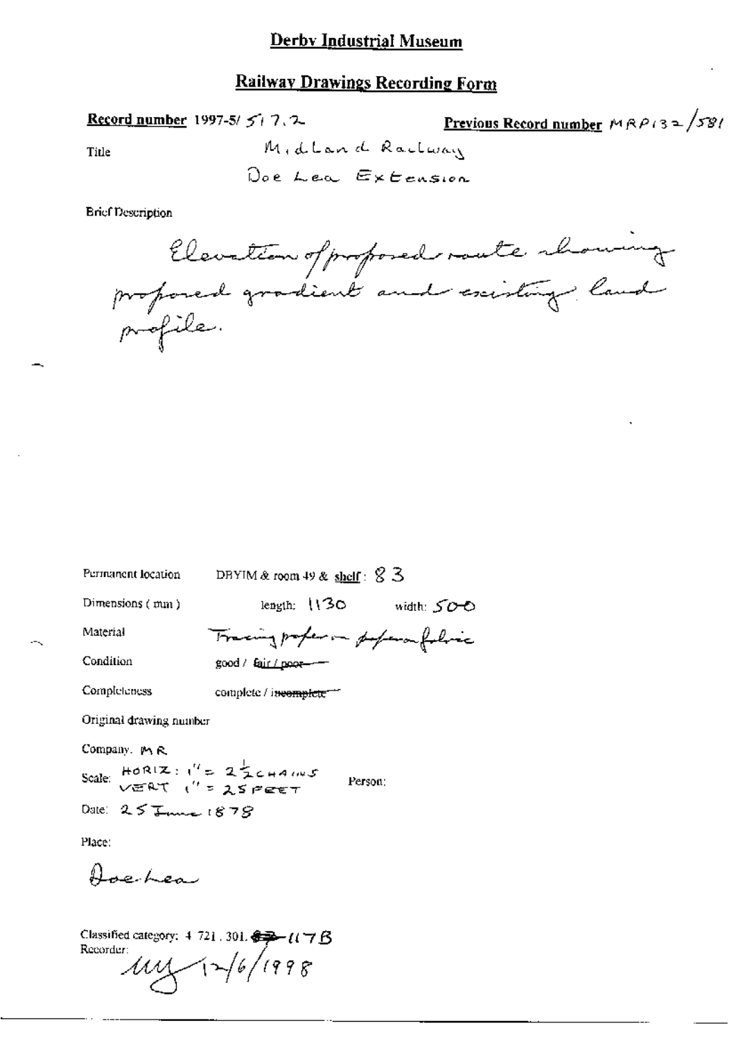## Derby Industrial Museum

## Railway Drawings Recording Form

**Record number** 1997-5/ 517.2

**Previous Record number** MRP132/581

Title

Midland Railway
Doe Lea Extension

Brief Description

Elevation of proposed route showing proposed gradient and existing land profile.

Permanent location DBYIM & room 49 & shelf: 83

Dimensions (mm) length: 1130 width: 500

Material Tracing paper on paper on fabric

Condition good / ~~fair / poor~~

Completeness complete / ~~incomplete~~

Original drawing number

Company. MR

Scale: HORIZ: 1" = 2½ CHAINS
VERT 1" = 25 FEET

Person:

Date: 25 June 1878

Place:

Doe Lea

Classified category: 4.721.301. ~~62~~ 117B

Recorder: MY 12/6/1998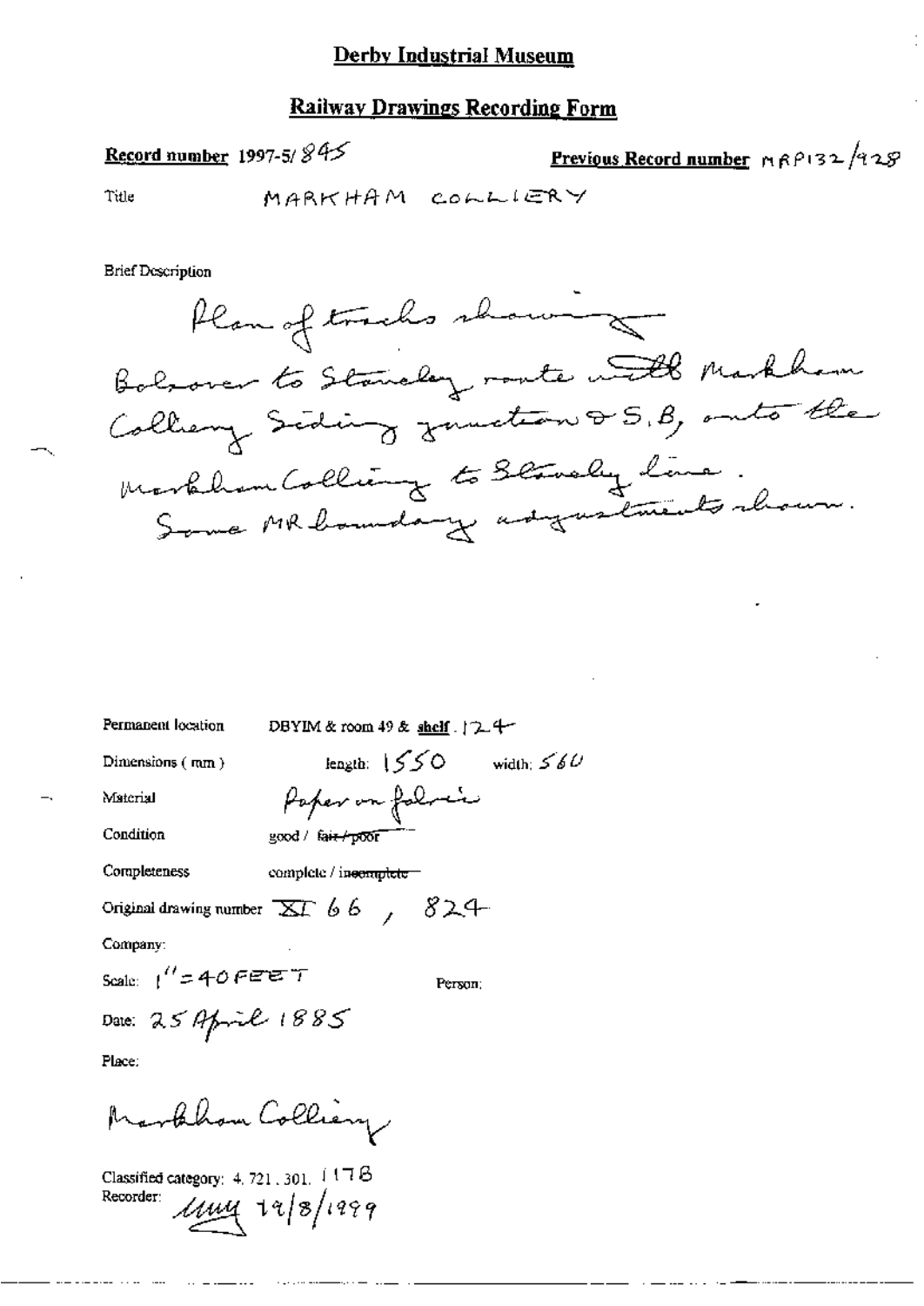## Derby Industrial Museum

## Railway Drawings Recording Form

**Record number** 1997-5/845

**Previous Record number** MRP132/928

Title MARKHAM COLLIERY

Brief Description

Plan of tracks showing Bolsover to Staveley route with Markham Colliery Siding junction & S.B, onto the Markham Colliery to Staveley line. Some MR boundary adjustments shown.

Permanent location DBYIM & room 49 & shelf. 124

Dimensions (mm) length: 1550 width: 560

Material Paper on fabric

Condition good / ~~fair / poor~~

Completeness complete / ~~incomplete~~

Original drawing number XI 66, 824

Company:

Scale: 1" = 40 FEET

Person:

Date: 25 April 1885

Place:

Markham Colliery

Classified category: 4. 721. 301. 1178

Recorder: [signature] 19/8/1999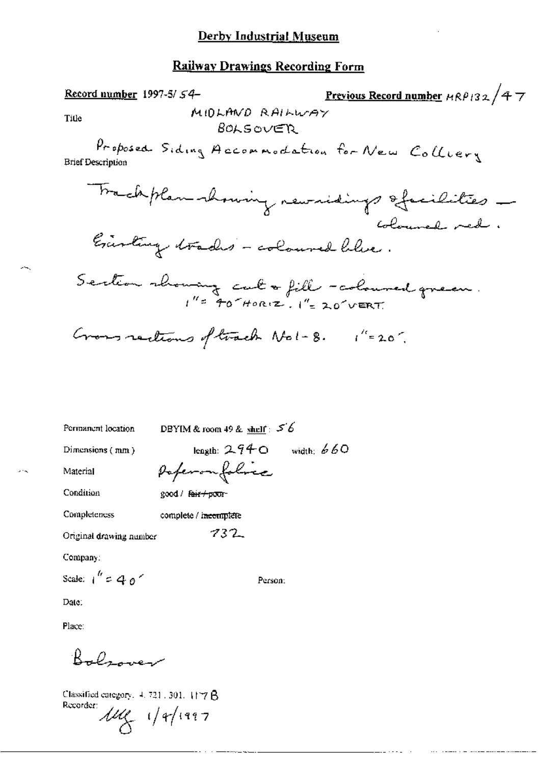# Derby Industrial Museum

## Railway Drawings Recording Form

**Record number** 1997-5/ 54 **Previous Record number** MRP132/47

**Title** MIDLAND RAILWAY
BOLSOVER

**Brief Description** Proposed Siding Accommodation for New Colliery

Track plan showing new sidings & facilities – coloured red.

Existing tracks – coloured blue.

Section showing cut & fill – coloured green.
1" = 40' HORIZ. 1" = 20' VERT.

Cross sections of track No 1-8. 1" = 20'.

Permanent location DBYIM & room 49 & shelf: 56

Dimensions (mm) length: 2940 width: 660

Material Paper on fabric

Condition good / ~~fair / poor~~

Completeness complete / ~~incomplete~~

Original drawing number 732

Company:

Scale: 1" = 40'

Person:

Date:

Place:

Bolsover

Classified category: 4. 721. 301. 117B

Recorder: MG 1/4/1997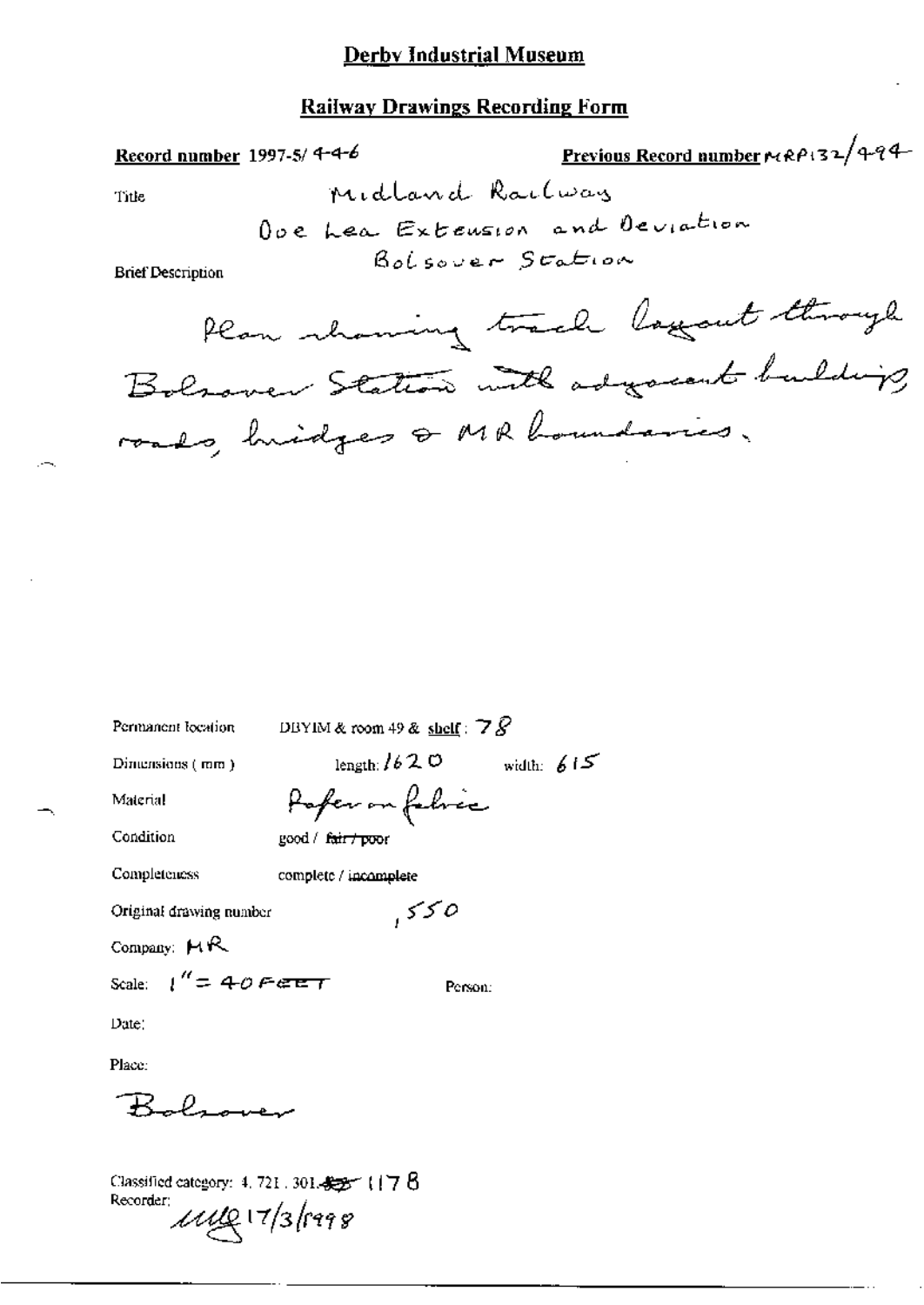# Derby Industrial Museum

## Railway Drawings Recording Form

**Record number** 1997-5/ 4-4-6

**Previous Record number** MRP132/494

Title

Midland Railway

Doe Lea Extension and Deviation

Bolsover Station

Brief Description

Plan showing track layout through Bolsover Station with adjacent buildings, roads, bridges & MR boundaries.

Permanent location: DBYIM & room 49 & **shelf**: 78

Dimensions ( mm ): length: 1620 width: 615

Material: Paper on fabric

Condition: good / ~~fair / poor~~

Completeness: complete / incomplete

Original drawing number: 550

Company: MR

Scale: 1" = 40 FEET

Person:

Date:

Place:

Bolsover

Classified category: 4. 721. 301. ~~435~~ 1178

Recorder: MUG 17/3/1998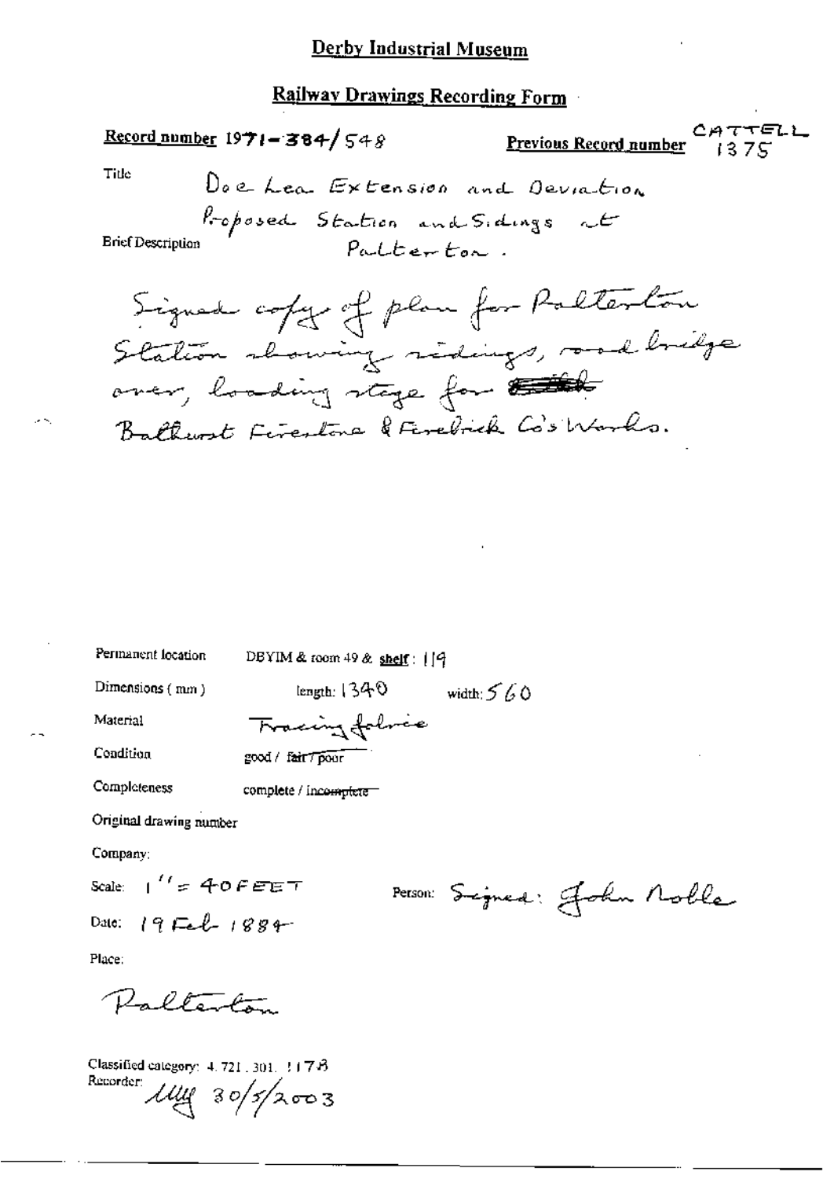# Derby Industrial Museum

## Railway Drawings Recording Form

**Record number** 1971-384/548

**Previous Record number** CATTELL 1375

Title

Doe Lea Extension and Deviation

Proposed Station and Sidings at Palterton.

Brief Description

Signed copy of plan for Palterton Station showing sidings, road bridge over, loading stage for ~~~~ Bathurst Firestone & Firebrick Co's Works.

Permanent location: DBYIM & room 49 & **shelf**: 119

Dimensions (mm): length: 1340 width: 560

Material: Tracing fabric

Condition: good / ~~fair / poor~~

Completeness: complete / ~~incomplete~~

Original drawing number

Company:

Scale: 1" = 40 FEET

Person: Signed: John Noble

Date: 19 Feb 1884

Place:

Palterton

Classified category: 4.721.301.1178

Recorder: [initials] 30/5/2003